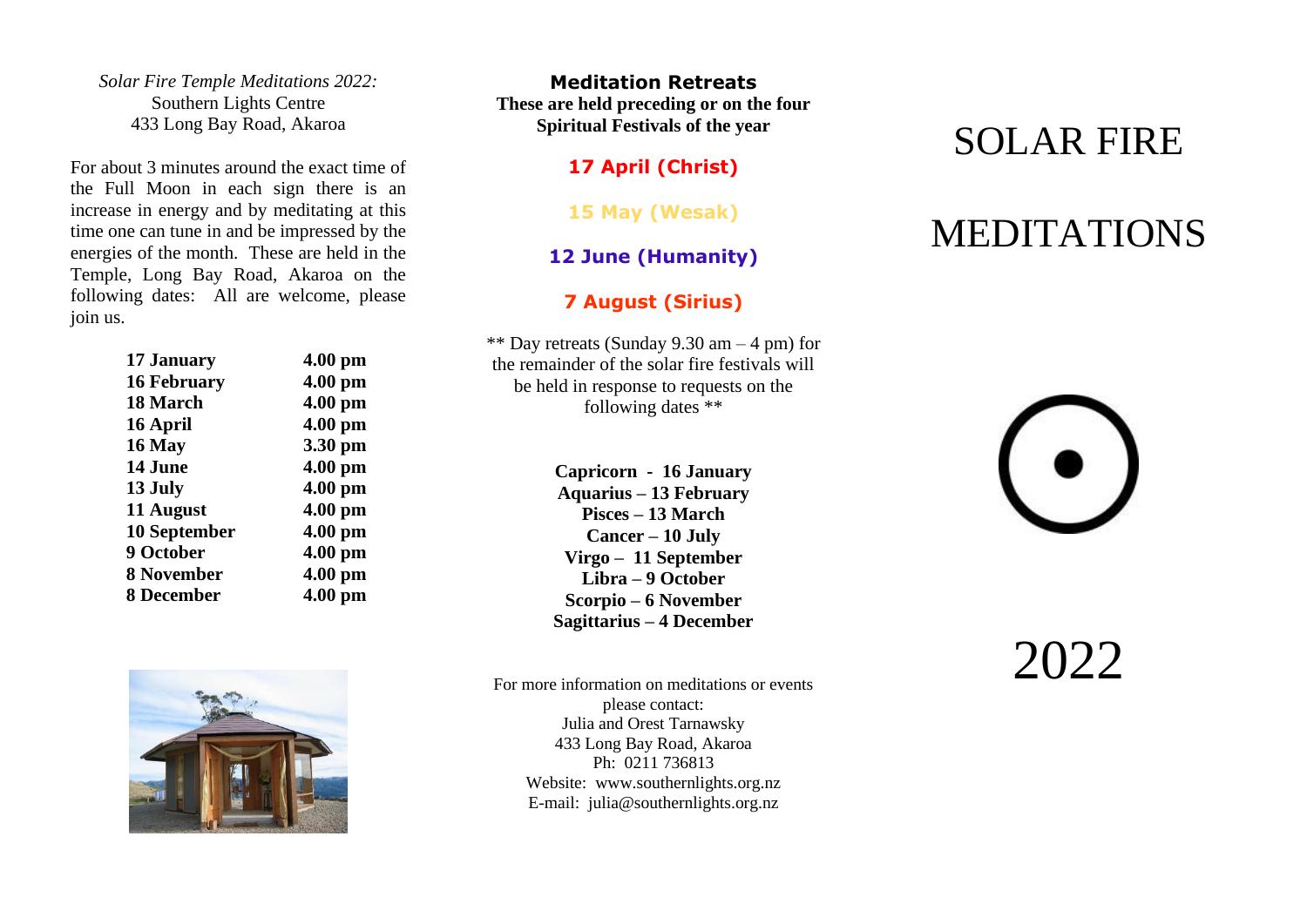*Solar Fire Temple Meditations 2022:*
Southern Lights Centre
433 Long Bay Road, Akaroa

For about 3 minutes around the exact time of the Full Moon in each sign there is an increase in energy and by meditating at this time one can tune in and be impressed by the energies of the month. These are held in the Temple, Long Bay Road, Akaroa on the following dates: All are welcome, please join us.

| | |
|---|---|
| **17 January** | **4.00 pm** |
| **16 February** | **4.00 pm** |
| **18 March** | **4.00 pm** |
| **16 April** | **4.00 pm** |
| **16 May** | **3.30 pm** |
| **14 June** | **4.00 pm** |
| **13 July** | **4.00 pm** |
| **11 August** | **4.00 pm** |
| **10 September** | **4.00 pm** |
| **9 October** | **4.00 pm** |
| **8 November** | **4.00 pm** |
| **8 December** | **4.00 pm** |

## Meditation Retreats

**These are held preceding or on the four Spiritual Festivals of the year**

**17 April (Christ)**

**15 May (Wesak)**

**12 June (Humanity)**

**7 August (Sirius)**

** Day retreats (Sunday 9.30 am – 4 pm) for the remainder of the solar fire festivals will be held in response to requests on the following dates **

**Capricorn - 16 January**
**Aquarius – 13 February**
**Pisces – 13 March**
**Cancer – 10 July**
**Virgo – 11 September**
**Libra – 9 October**
**Scorpio – 6 November**
**Sagittarius – 4 December**

For more information on meditations or events please contact:
Julia and Orest Tarnawsky
433 Long Bay Road, Akaroa
Ph: 0211 736813
Website: www.southernlights.org.nz
E-mail: julia@southernlights.org.nz

# SOLAR FIRE MEDITATIONS

# 2022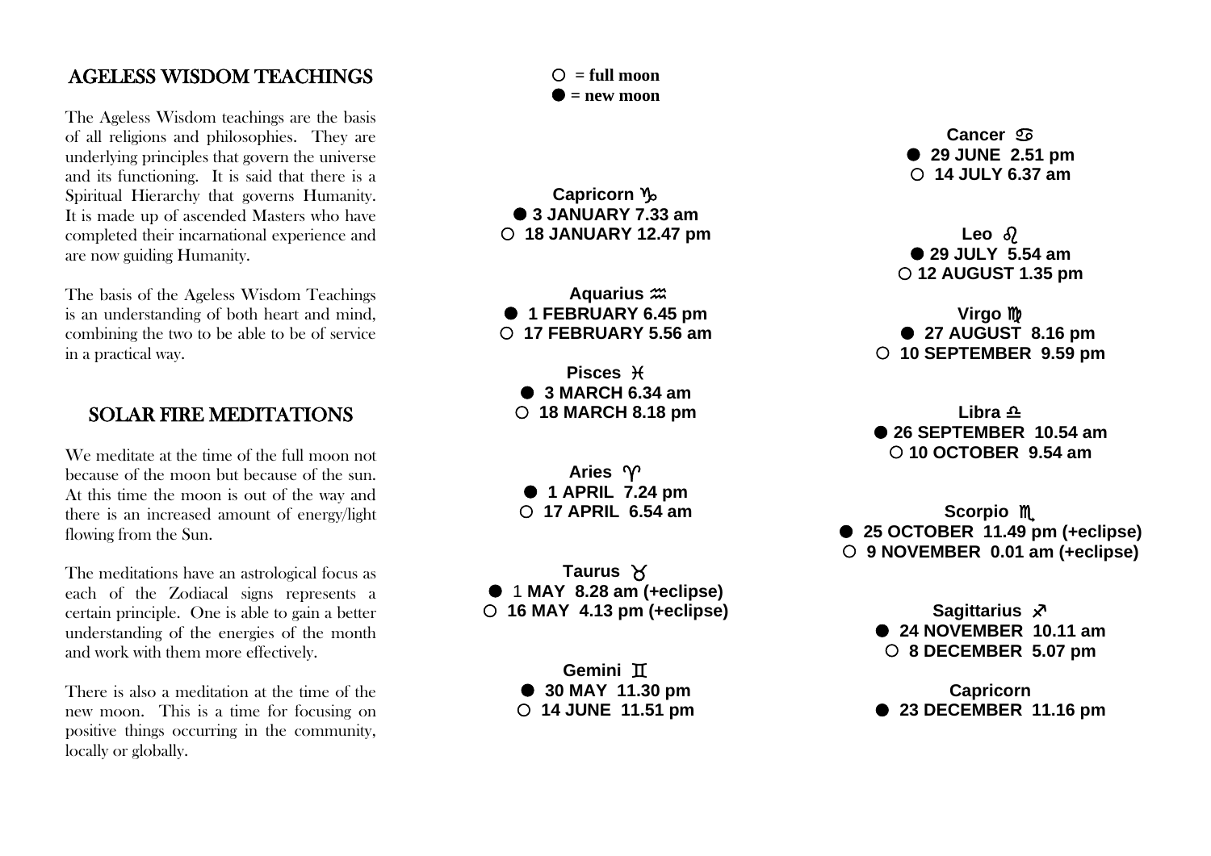## AGELESS WISDOM TEACHINGS

The Ageless Wisdom teachings are the basis of all religions and philosophies. They are underlying principles that govern the universe and its functioning. It is said that there is a Spiritual Hierarchy that governs Humanity. It is made up of ascended Masters who have completed their incarnational experience and are now guiding Humanity.

The basis of the Ageless Wisdom Teachings is an understanding of both heart and mind, combining the two to be able to be of service in a practical way.

## SOLAR FIRE MEDITATIONS

We meditate at the time of the full moon not because of the moon but because of the sun. At this time the moon is out of the way and there is an increased amount of energy/light flowing from the Sun.

The meditations have an astrological focus as each of the Zodiacal signs represents a certain principle. One is able to gain a better understanding of the energies of the month and work with them more effectively.

There is also a meditation at the time of the new moon. This is a time for focusing on positive things occurring in the community, locally or globally.

**○ = full moon**
**● = new moon**

**Capricorn ♑**
● **3 JANUARY 7.33 am**
○ **18 JANUARY 12.47 pm**

**Aquarius ♒**
● **1 FEBRUARY 6.45 pm**
○ **17 FEBRUARY 5.56 am**

**Pisces ♓**
● **3 MARCH 6.34 am**
○ **18 MARCH 8.18 pm**

**Aries ♈**
● **1 APRIL 7.24 pm**
○ **17 APRIL 6.54 am**

**Taurus ♉**
● 1 **MAY 8.28 am (+eclipse)**
○ **16 MAY 4.13 pm (+eclipse)**

**Gemini ♊**
● **30 MAY 11.30 pm**
○ **14 JUNE 11.51 pm**

**Cancer ♋**
● **29 JUNE 2.51 pm**
○ **14 JULY 6.37 am**

**Leo ♌**
● **29 JULY 5.54 am**
○ **12 AUGUST 1.35 pm**

**Virgo ♍**
● **27 AUGUST 8.16 pm**
○ **10 SEPTEMBER 9.59 pm**

**Libra ♎**
● **26 SEPTEMBER 10.54 am**
○ **10 OCTOBER 9.54 am**

**Scorpio ♏**
● **25 OCTOBER 11.49 pm (+eclipse)**
○ **9 NOVEMBER 0.01 am (+eclipse)**

**Sagittarius ♐**
● **24 NOVEMBER 10.11 am**
○ **8 DECEMBER 5.07 pm**

**Capricorn**
● **23 DECEMBER 11.16 pm**